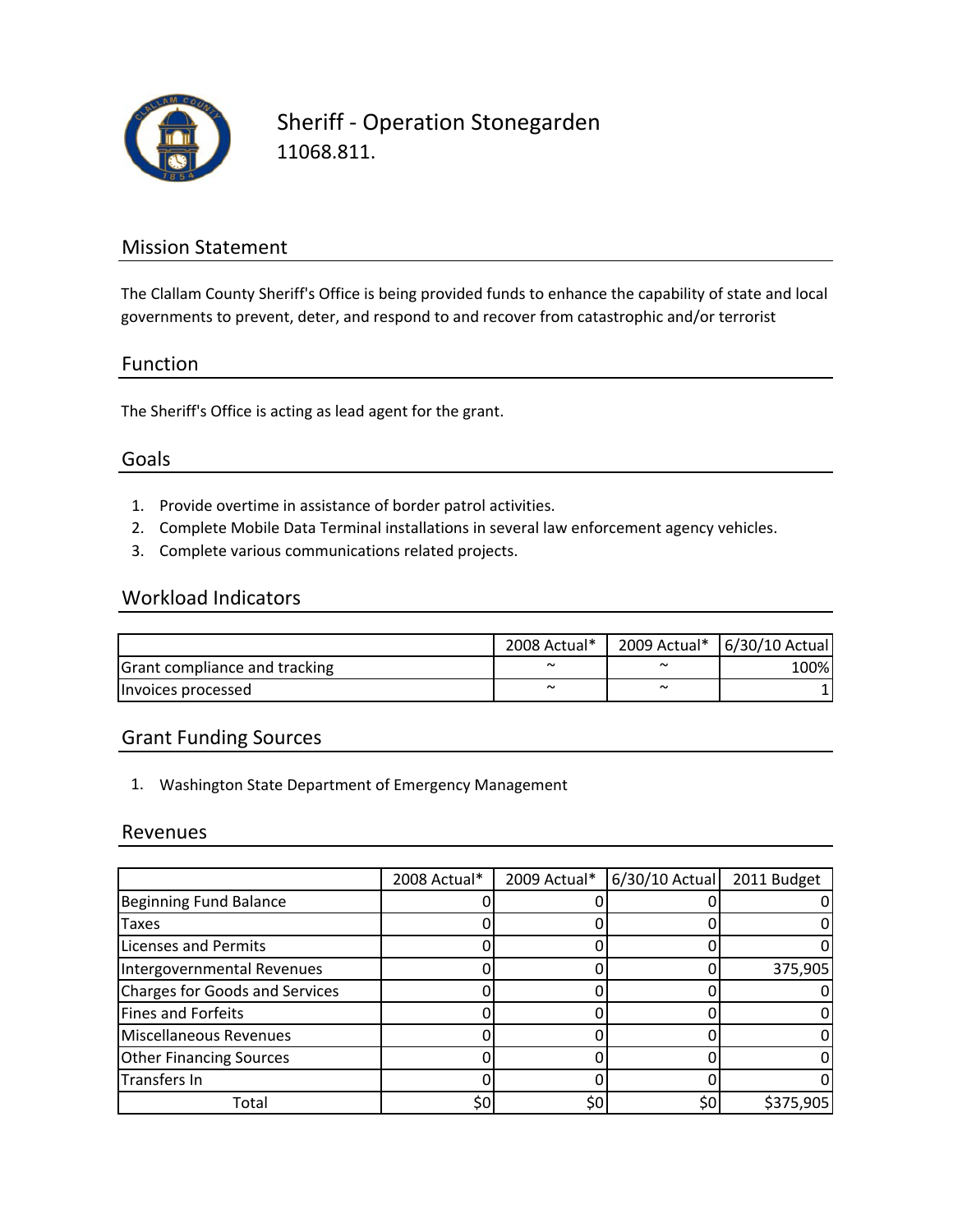# Sheriff - Operation Stonegarden

11068.811.

## Mission Statement

The Clallam County Sheriff's Office is being provided funds to enhance the capability of state and local governments to prevent, deter, and respond to and recover from catastrophic and/or terrorist

## Function

The Sheriff's Office is acting as lead agent for the grant.

## Goals

1. Provide overtime in assistance of border patrol activities.
2. Complete Mobile Data Terminal installations in several law enforcement agency vehicles.
3. Complete various communications related projects.

## Workload Indicators

| | 2008 Actual* | 2009 Actual* | 6/30/10 Actual |
|---|---|---|---|
| Grant compliance and tracking | ~ | ~ | 100% |
| Invoices processed | ~ | ~ | 1 |

## Grant Funding Sources

1. Washington State Department of Emergency Management

## Revenues

| | 2008 Actual* | 2009 Actual* | 6/30/10 Actual | 2011 Budget |
|---|---|---|---|---|
| Beginning Fund Balance | 0 | 0 | 0 | 0 |
| Taxes | 0 | 0 | 0 | 0 |
| Licenses and Permits | 0 | 0 | 0 | 0 |
| Intergovernmental Revenues | 0 | 0 | 0 | 375,905 |
| Charges for Goods and Services | 0 | 0 | 0 | 0 |
| Fines and Forfeits | 0 | 0 | 0 | 0 |
| Miscellaneous Revenues | 0 | 0 | 0 | 0 |
| Other Financing Sources | 0 | 0 | 0 | 0 |
| Transfers In | 0 | 0 | 0 | 0 |
| Total | $0 | $0 | $0 | $375,905 |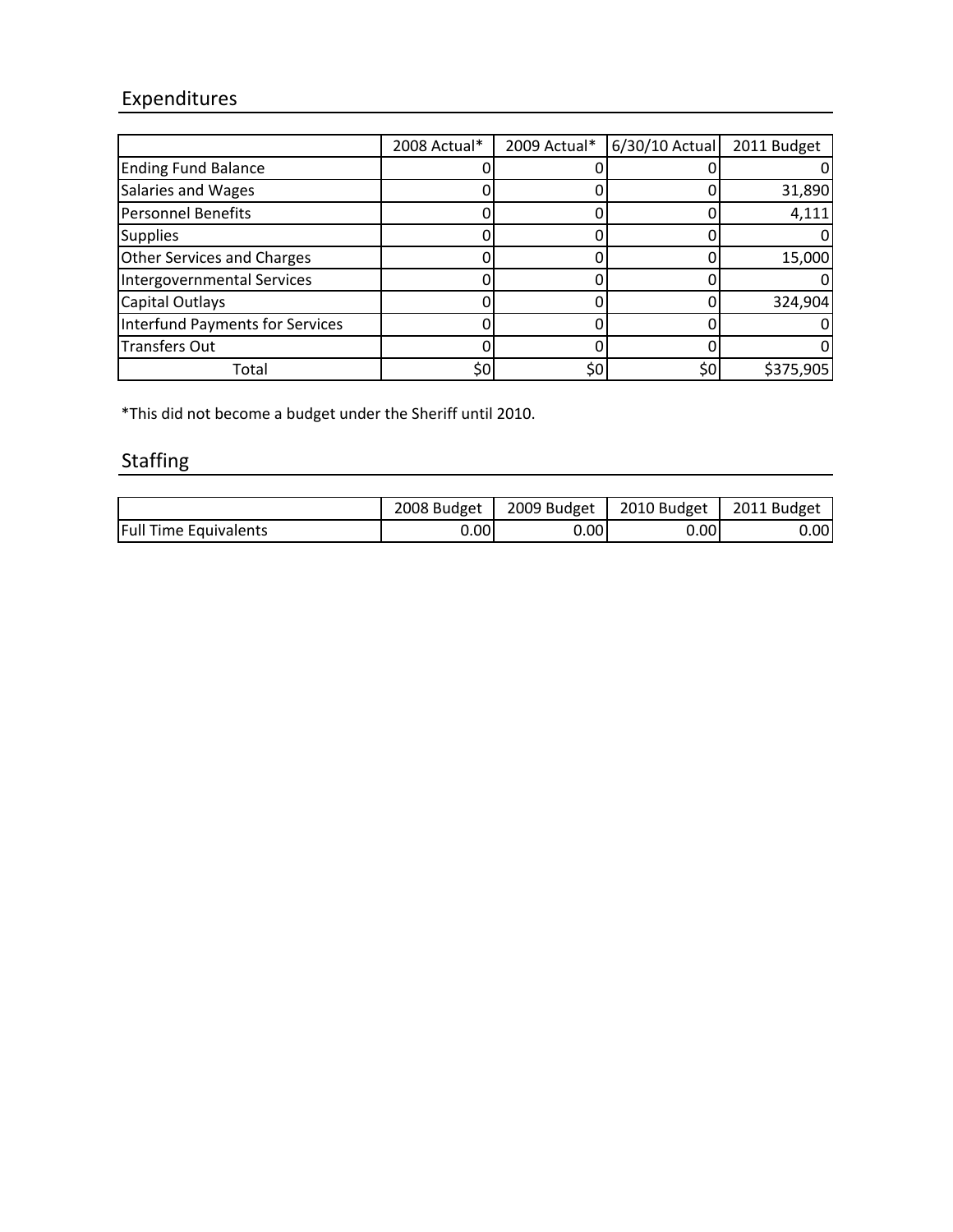## Expenditures

| | 2008 Actual* | 2009 Actual* | 6/30/10 Actual | 2011 Budget |
|---|---|---|---|---|
| Ending Fund Balance | 0 | 0 | 0 | 0 |
| Salaries and Wages | 0 | 0 | 0 | 31,890 |
| Personnel Benefits | 0 | 0 | 0 | 4,111 |
| Supplies | 0 | 0 | 0 | 0 |
| Other Services and Charges | 0 | 0 | 0 | 15,000 |
| Intergovernmental Services | 0 | 0 | 0 | 0 |
| Capital Outlays | 0 | 0 | 0 | 324,904 |
| Interfund Payments for Services | 0 | 0 | 0 | 0 |
| Transfers Out | 0 | 0 | 0 | 0 |
| Total | $0 | $0 | $0 | $375,905 |

*This did not become a budget under the Sheriff until 2010.

## Staffing

| | 2008 Budget | 2009 Budget | 2010 Budget | 2011 Budget |
|---|---|---|---|---|
| Full Time Equivalents | 0.00 | 0.00 | 0.00 | 0.00 |